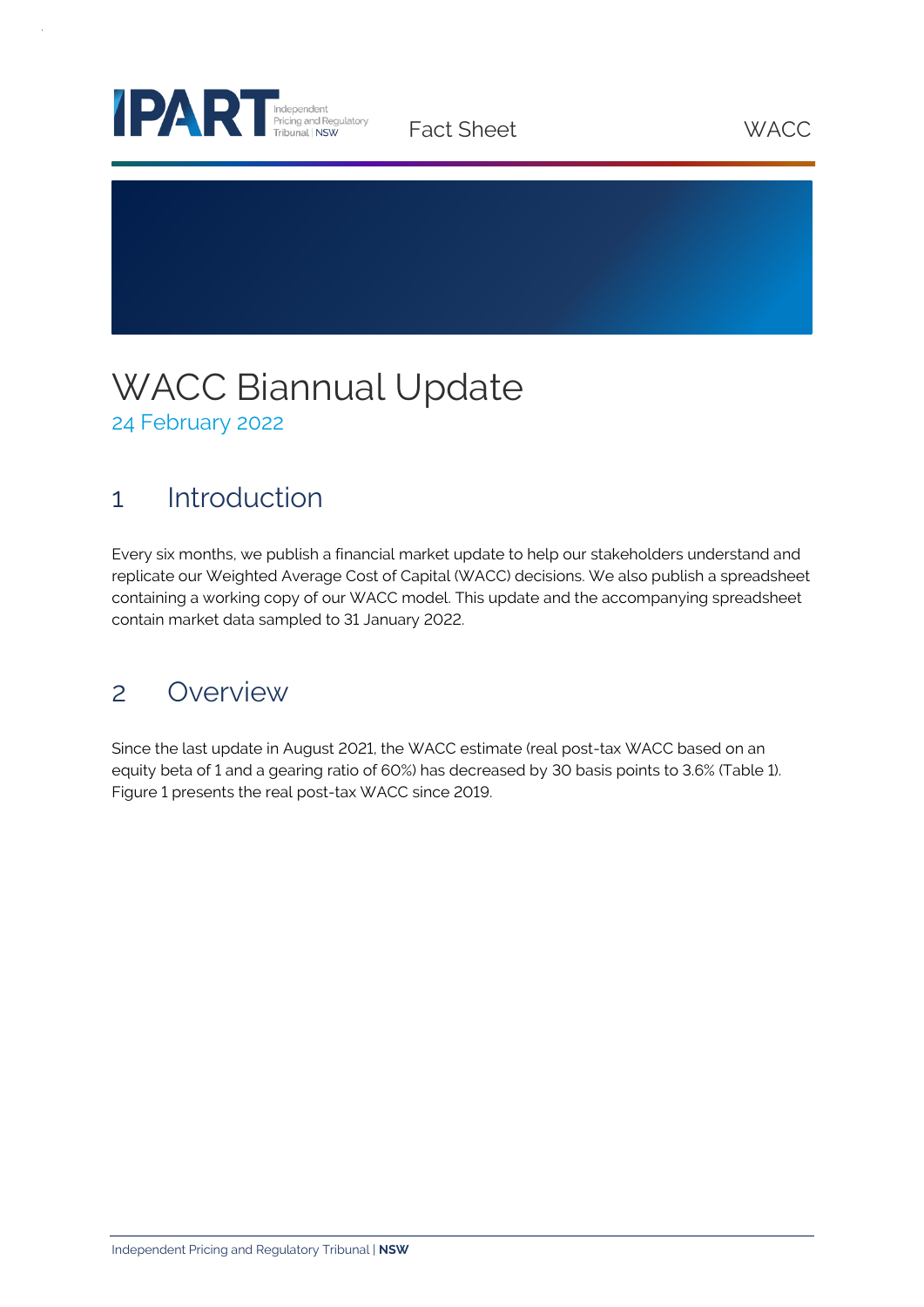# WACC Biannual Update

24 February 2022

## 1 Introduction

Every six months, we publish a financial market update to help our stakeholders understand and replicate our Weighted Average Cost of Capital (WACC) decisions. We also publish a spreadsheet containing a working copy of our WACC model. This update and the accompanying spreadsheet contain market data sampled to 31 January 2022.

## 2 Overview

Since the last update in August 2021, the WACC estimate (real post-tax WACC based on an equity beta of 1 and a gearing ratio of 60%) has decreased by 30 basis points to 3.6% (Table 1). Figure 1 presents the real post-tax WACC since 2019.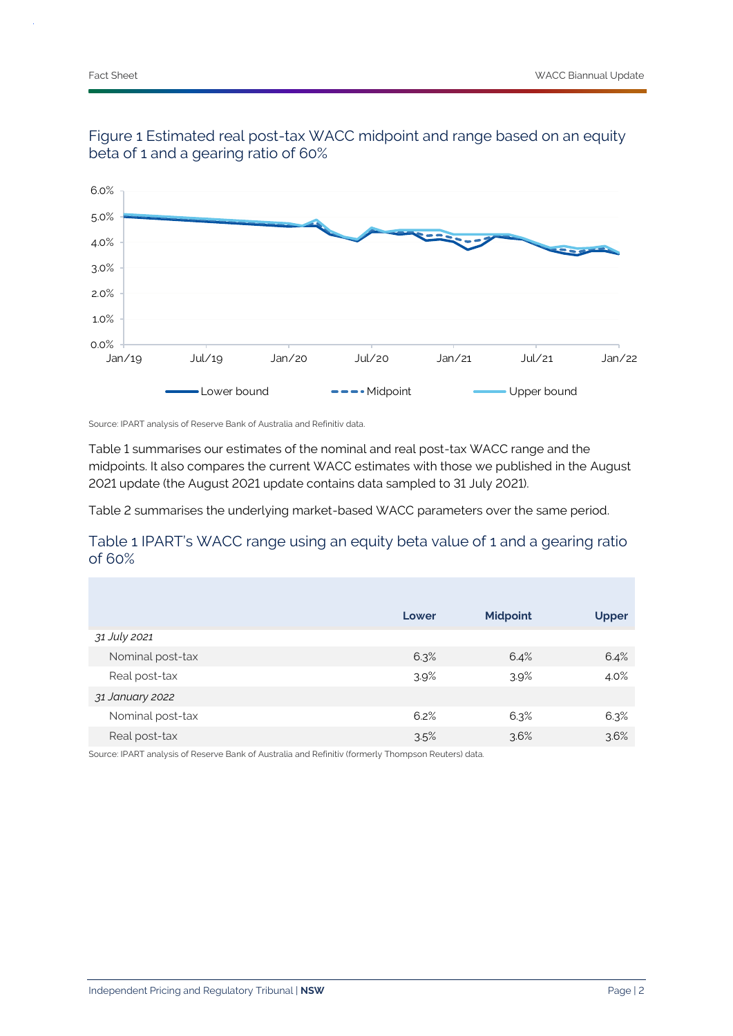### Figure 1 Estimated real post-tax WACC midpoint and range based on an equity beta of 1 and a gearing ratio of 60%

Source: IPART analysis of Reserve Bank of Australia and Refinitiv data.

Table 1 summarises our estimates of the nominal and real post-tax WACC range and the midpoints. It also compares the current WACC estimates with those we published in the August 2021 update (the August 2021 update contains data sampled to 31 July 2021).

Table 2 summarises the underlying market-based WACC parameters over the same period.

### Table 1 IPART's WACC range using an equity beta value of 1 and a gearing ratio of 60%

| | Lower | Midpoint | Upper |
|---|---|---|---|
| *31 July 2021* | | | |
| Nominal post-tax | 6.3% | 6.4% | 6.4% |
| Real post-tax | 3.9% | 3.9% | 4.0% |
| *31 January 2022* | | | |
| Nominal post-tax | 6.2% | 6.3% | 6.3% |
| Real post-tax | 3.5% | 3.6% | 3.6% |

Source: IPART analysis of Reserve Bank of Australia and Refinitiv (formerly Thompson Reuters) data.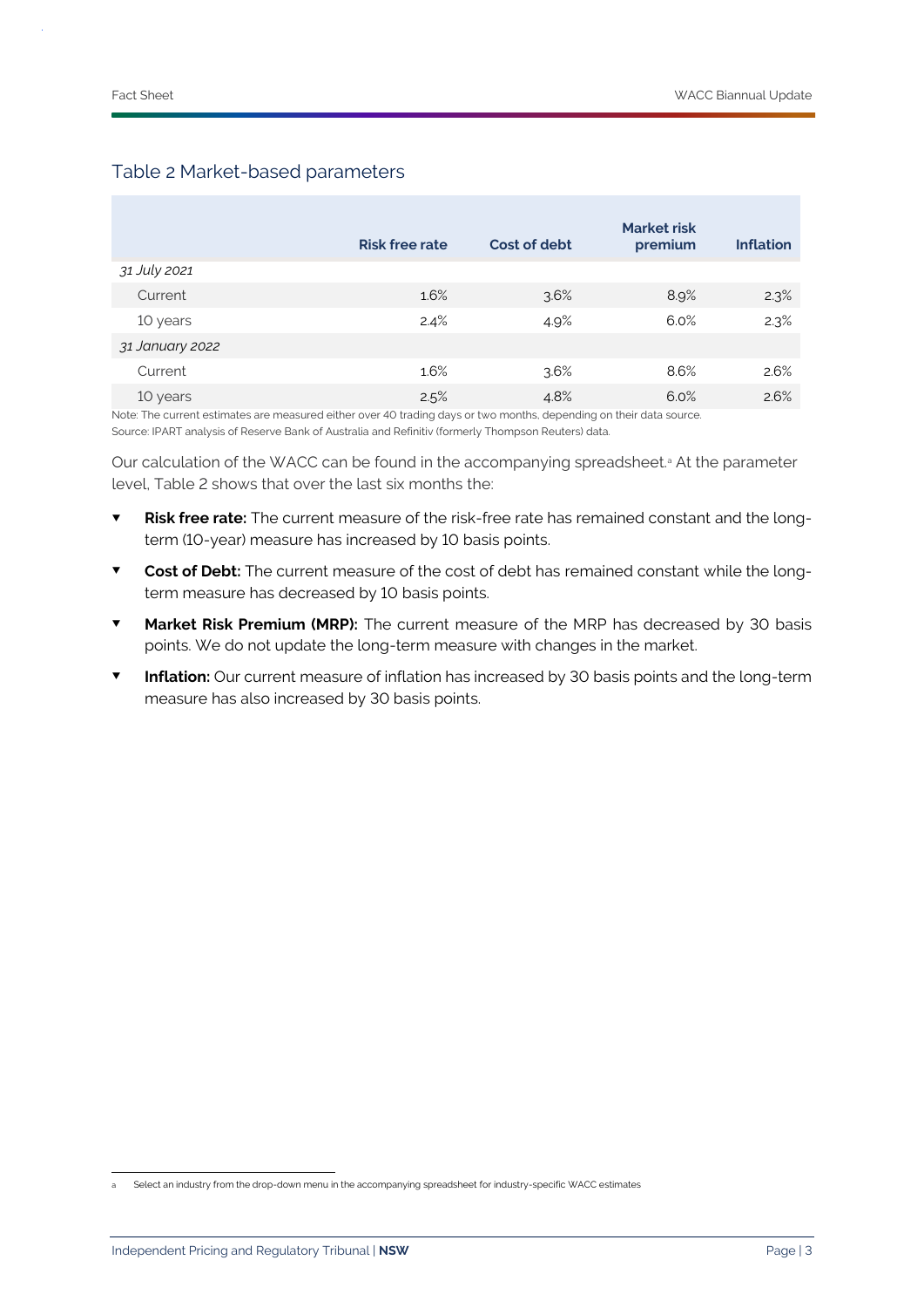## Table 2 Market-based parameters

| | Risk free rate | Cost of debt | Market risk premium | Inflation |
|---|---|---|---|---|
| *31 July 2021* | | | | |
| Current | 1.6% | 3.6% | 8.9% | 2.3% |
| 10 years | 2.4% | 4.9% | 6.0% | 2.3% |
| *31 January 2022* | | | | |
| Current | 1.6% | 3.6% | 8.6% | 2.6% |
| 10 years | 2.5% | 4.8% | 6.0% | 2.6% |

Note: The current estimates are measured either over 40 trading days or two months, depending on their data source.
Source: IPART analysis of Reserve Bank of Australia and Refinitiv (formerly Thompson Reuters) data.

Our calculation of the WACC can be found in the accompanying spreadsheet.[a] At the parameter level, Table 2 shows that over the last six months the:

- **Risk free rate:** The current measure of the risk-free rate has remained constant and the long-term (10-year) measure has increased by 10 basis points.
- **Cost of Debt:** The current measure of the cost of debt has remained constant while the long-term measure has decreased by 10 basis points.
- **Market Risk Premium (MRP):** The current measure of the MRP has decreased by 30 basis points. We do not update the long-term measure with changes in the market.
- **Inflation:** Our current measure of inflation has increased by 30 basis points and the long-term measure has also increased by 30 basis points.

[a] Select an industry from the drop-down menu in the accompanying spreadsheet for industry-specific WACC estimates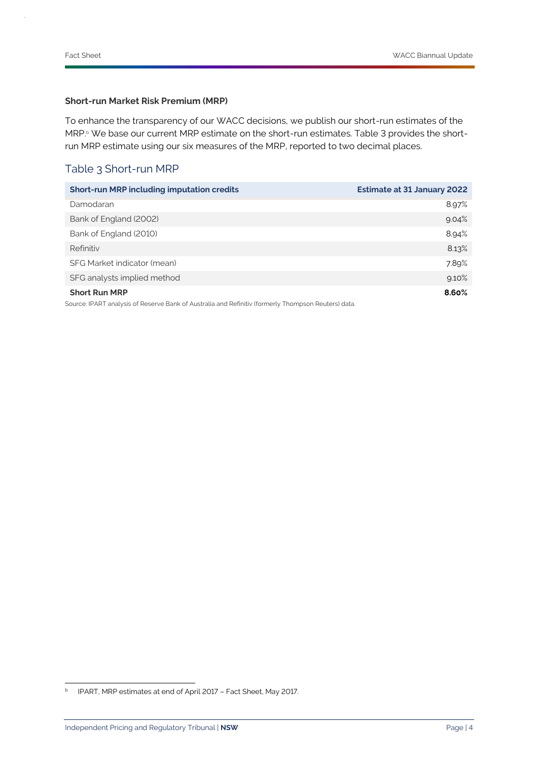### Short-run Market Risk Premium (MRP)

To enhance the transparency of our WACC decisions, we publish our short-run estimates of the MRP.[b] We base our current MRP estimate on the short-run estimates. Table 3 provides the short-run MRP estimate using our six measures of the MRP, reported to two decimal places.

## Table 3 Short-run MRP

| Short-run MRP including imputation credits | Estimate at 31 January 2022 |
|---|---|
| Damodaran | 8.97% |
| Bank of England (2002) | 9.04% |
| Bank of England (2010) | 8.94% |
| Refinitiv | 8.13% |
| SFG Market indicator (mean) | 7.89% |
| SFG analysts implied method | 9.10% |
| **Short Run MRP** | **8.60%** |

Source: IPART analysis of Reserve Bank of Australia and Refinitiv (formerly Thompson Reuters) data.

[b] IPART, MRP estimates at end of April 2017 – Fact Sheet, May 2017.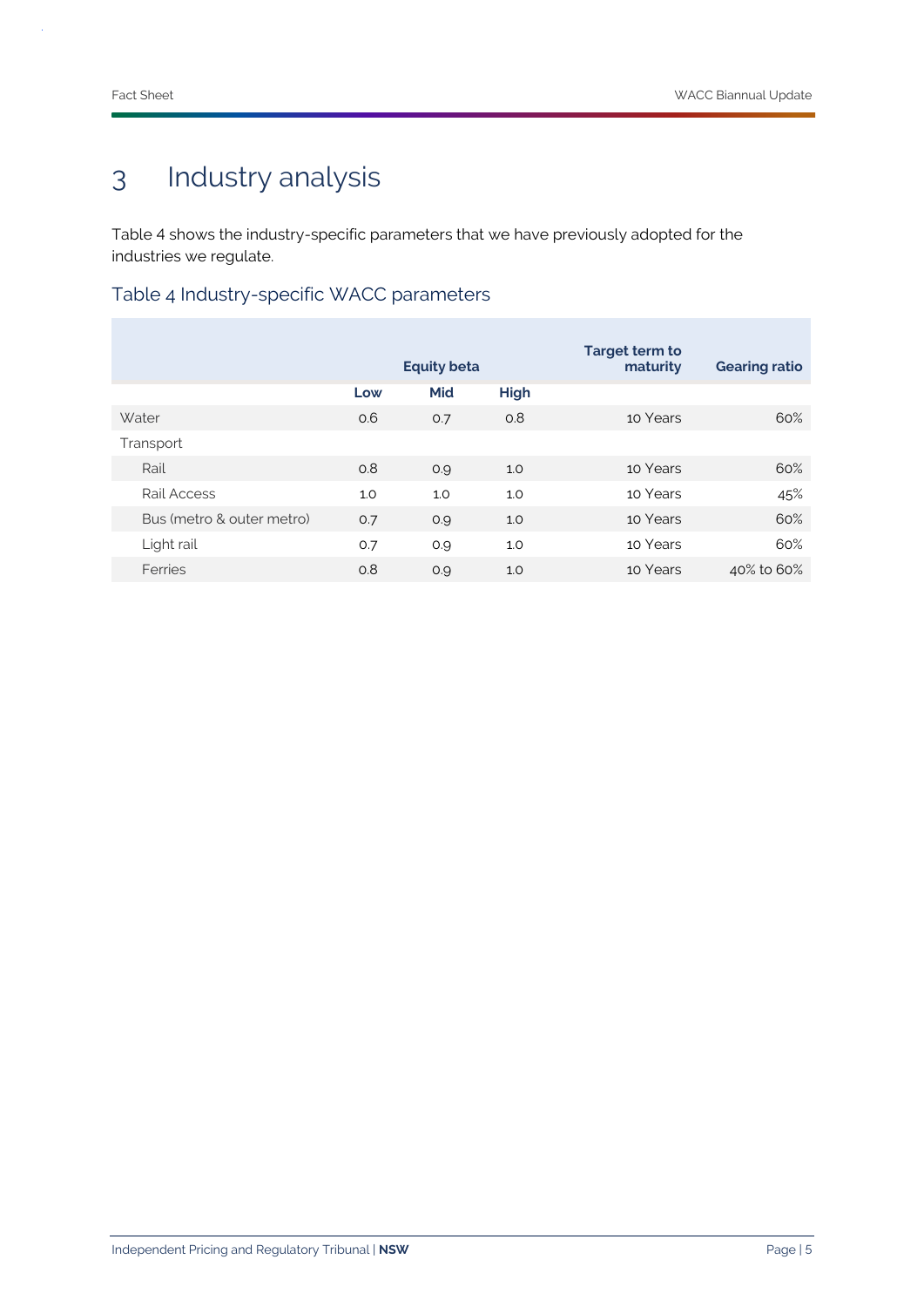# 3 Industry analysis

Table 4 shows the industry-specific parameters that we have previously adopted for the industries we regulate.

## Table 4 Industry-specific WACC parameters

| | Equity beta | | | Target term to maturity | Gearing ratio |
|---|---|---|---|---|---|
| | Low | Mid | High | | |
| Water | 0.6 | 0.7 | 0.8 | 10 Years | 60% |
| Transport | | | | | |
| Rail | 0.8 | 0.9 | 1.0 | 10 Years | 60% |
| Rail Access | 1.0 | 1.0 | 1.0 | 10 Years | 45% |
| Bus (metro & outer metro) | 0.7 | 0.9 | 1.0 | 10 Years | 60% |
| Light rail | 0.7 | 0.9 | 1.0 | 10 Years | 60% |
| Ferries | 0.8 | 0.9 | 1.0 | 10 Years | 40% to 60% |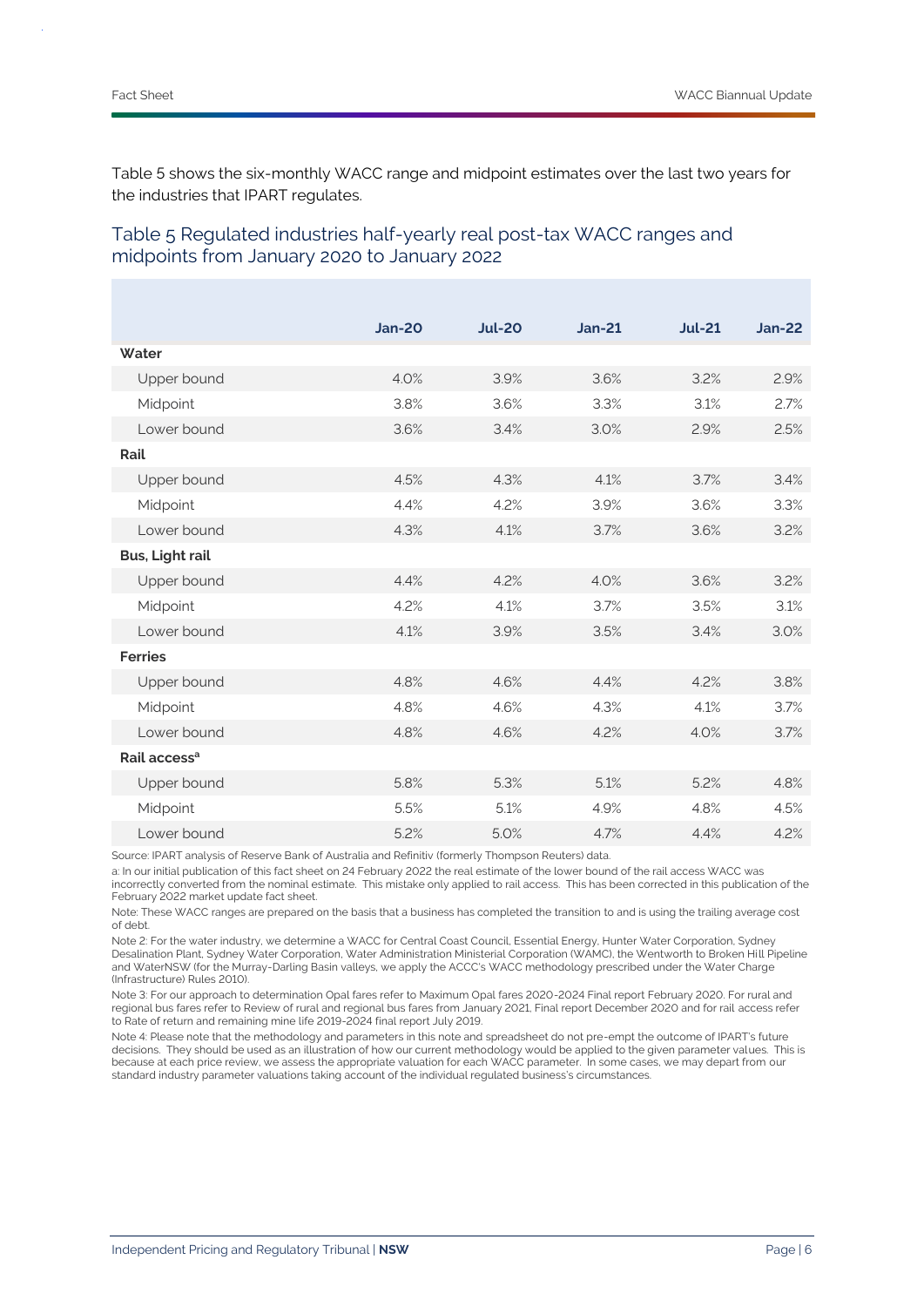Table 5 shows the six-monthly WACC range and midpoint estimates over the last two years for the industries that IPART regulates.

## Table 5 Regulated industries half-yearly real post-tax WACC ranges and midpoints from January 2020 to January 2022

| | Jan-20 | Jul-20 | Jan-21 | Jul-21 | Jan-22 |
|---|---|---|---|---|---|
| **Water** | | | | | |
| Upper bound | 4.0% | 3.9% | 3.6% | 3.2% | 2.9% |
| Midpoint | 3.8% | 3.6% | 3.3% | 3.1% | 2.7% |
| Lower bound | 3.6% | 3.4% | 3.0% | 2.9% | 2.5% |
| **Rail** | | | | | |
| Upper bound | 4.5% | 4.3% | 4.1% | 3.7% | 3.4% |
| Midpoint | 4.4% | 4.2% | 3.9% | 3.6% | 3.3% |
| Lower bound | 4.3% | 4.1% | 3.7% | 3.6% | 3.2% |
| **Bus, Light rail** | | | | | |
| Upper bound | 4.4% | 4.2% | 4.0% | 3.6% | 3.2% |
| Midpoint | 4.2% | 4.1% | 3.7% | 3.5% | 3.1% |
| Lower bound | 4.1% | 3.9% | 3.5% | 3.4% | 3.0% |
| **Ferries** | | | | | |
| Upper bound | 4.8% | 4.6% | 4.4% | 4.2% | 3.8% |
| Midpoint | 4.8% | 4.6% | 4.3% | 4.1% | 3.7% |
| Lower bound | 4.8% | 4.6% | 4.2% | 4.0% | 3.7% |
| **Rail access[a]** | | | | | |
| Upper bound | 5.8% | 5.3% | 5.1% | 5.2% | 4.8% |
| Midpoint | 5.5% | 5.1% | 4.9% | 4.8% | 4.5% |
| Lower bound | 5.2% | 5.0% | 4.7% | 4.4% | 4.2% |

Source: IPART analysis of Reserve Bank of Australia and Refinitiv (formerly Thompson Reuters) data.

a: In our initial publication of this fact sheet on 24 February 2022 the real estimate of the lower bound of the rail access WACC was incorrectly converted from the nominal estimate. This mistake only applied to rail access. This has been corrected in this publication of the February 2022 market update fact sheet.

Note: These WACC ranges are prepared on the basis that a business has completed the transition to and is using the trailing average cost of debt.

Note 2: For the water industry, we determine a WACC for Central Coast Council, Essential Energy, Hunter Water Corporation, Sydney Desalination Plant, Sydney Water Corporation, Water Administration Ministerial Corporation (WAMC), the Wentworth to Broken Hill Pipeline and WaterNSW (for the Murray-Darling Basin valleys, we apply the ACCC's WACC methodology prescribed under the Water Charge (Infrastructure) Rules 2010).

Note 3: For our approach to determination Opal fares refer to Maximum Opal fares 2020-2024 Final report February 2020. For rural and regional bus fares refer to Review of rural and regional bus fares from January 2021, Final report December 2020 and for rail access refer to Rate of return and remaining mine life 2019-2024 final report July 2019.

Note 4: Please note that the methodology and parameters in this note and spreadsheet do not pre-empt the outcome of IPART's future decisions. They should be used as an illustration of how our current methodology would be applied to the given parameter values. This is because at each price review, we assess the appropriate valuation for each WACC parameter. In some cases, we may depart from our standard industry parameter valuations taking account of the individual regulated business's circumstances.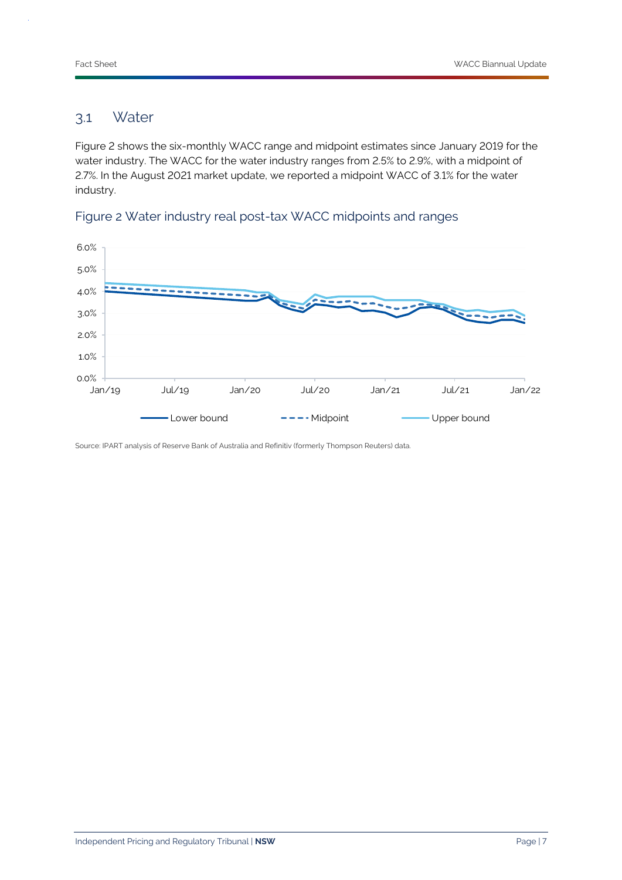## 3.1 Water

Figure 2 shows the six-monthly WACC range and midpoint estimates since January 2019 for the water industry. The WACC for the water industry ranges from 2.5% to 2.9%, with a midpoint of 2.7%. In the August 2021 market update, we reported a midpoint WACC of 3.1% for the water industry.

### Figure 2 Water industry real post-tax WACC midpoints and ranges

Source: IPART analysis of Reserve Bank of Australia and Refinitiv (formerly Thompson Reuters) data.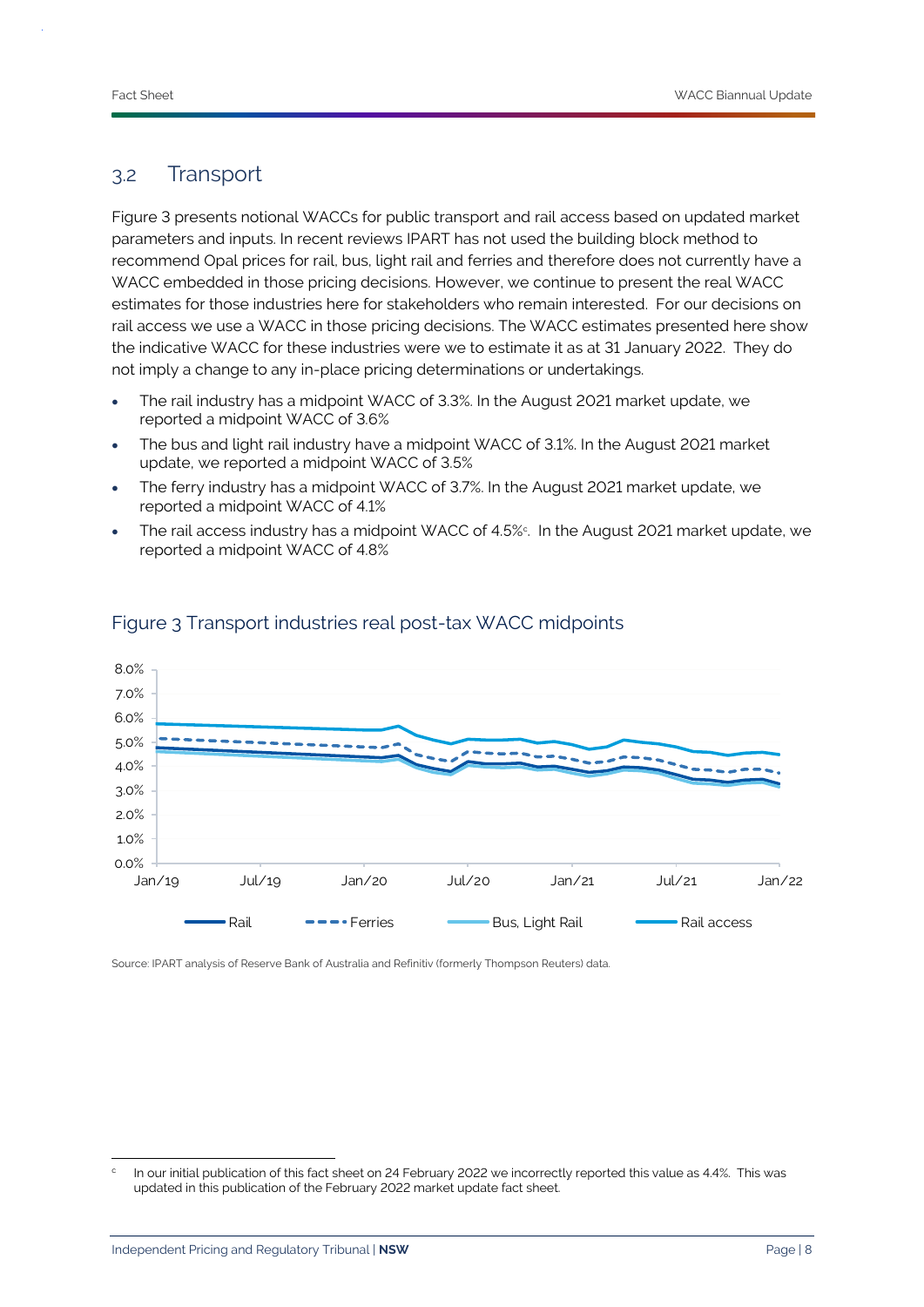## 3.2 Transport

Figure 3 presents notional WACCs for public transport and rail access based on updated market parameters and inputs. In recent reviews IPART has not used the building block method to recommend Opal prices for rail, bus, light rail and ferries and therefore does not currently have a WACC embedded in those pricing decisions. However, we continue to present the real WACC estimates for those industries here for stakeholders who remain interested. For our decisions on rail access we use a WACC in those pricing decisions. The WACC estimates presented here show the indicative WACC for these industries were we to estimate it as at 31 January 2022. They do not imply a change to any in-place pricing determinations or undertakings.

- The rail industry has a midpoint WACC of 3.3%. In the August 2021 market update, we reported a midpoint WACC of 3.6%
- The bus and light rail industry have a midpoint WACC of 3.1%. In the August 2021 market update, we reported a midpoint WACC of 3.5%
- The ferry industry has a midpoint WACC of 3.7%. In the August 2021 market update, we reported a midpoint WACC of 4.1%
- The rail access industry has a midpoint WACC of 4.5%[c]. In the August 2021 market update, we reported a midpoint WACC of 4.8%

### Figure 3 Transport industries real post-tax WACC midpoints

Source: IPART analysis of Reserve Bank of Australia and Refinitiv (formerly Thompson Reuters) data.

[c] In our initial publication of this fact sheet on 24 February 2022 we incorrectly reported this value as 4.4%. This was updated in this publication of the February 2022 market update fact sheet.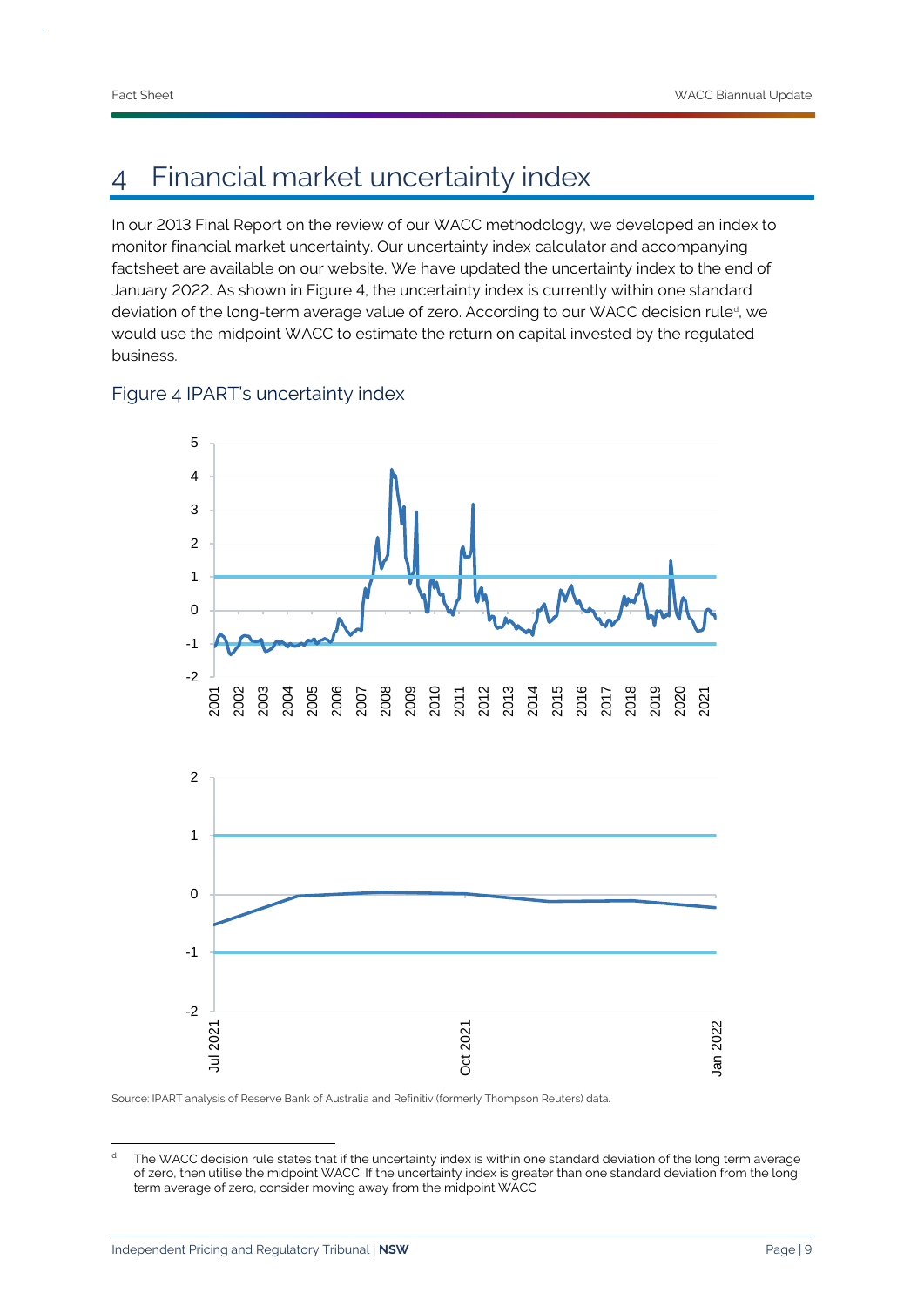# 4 Financial market uncertainty index

In our 2013 Final Report on the review of our WACC methodology, we developed an index to monitor financial market uncertainty. Our uncertainty index calculator and accompanying factsheet are available on our website. We have updated the uncertainty index to the end of January 2022. As shown in Figure 4, the uncertainty index is currently within one standard deviation of the long-term average value of zero. According to our WACC decision rule[d], we would use the midpoint WACC to estimate the return on capital invested by the regulated business.

## Figure 4 IPART's uncertainty index

5
4
3
2
1
0
-1
-2

2001 2002 2003 2004 2005 2006 2007 2008 2009 2010 2011 2012 2013 2014 2015 2016 2017 2018 2019 2020 2021

2
1
0
-1
-2

Jul 2021 Oct 2021 Jan 2022

Source: IPART analysis of Reserve Bank of Australia and Refinitiv (formerly Thompson Reuters) data.

---

[d] The WACC decision rule states that if the uncertainty index is within one standard deviation of the long term average of zero, then utilise the midpoint WACC. If the uncertainty index is greater than one standard deviation from the long term average of zero, consider moving away from the midpoint WACC